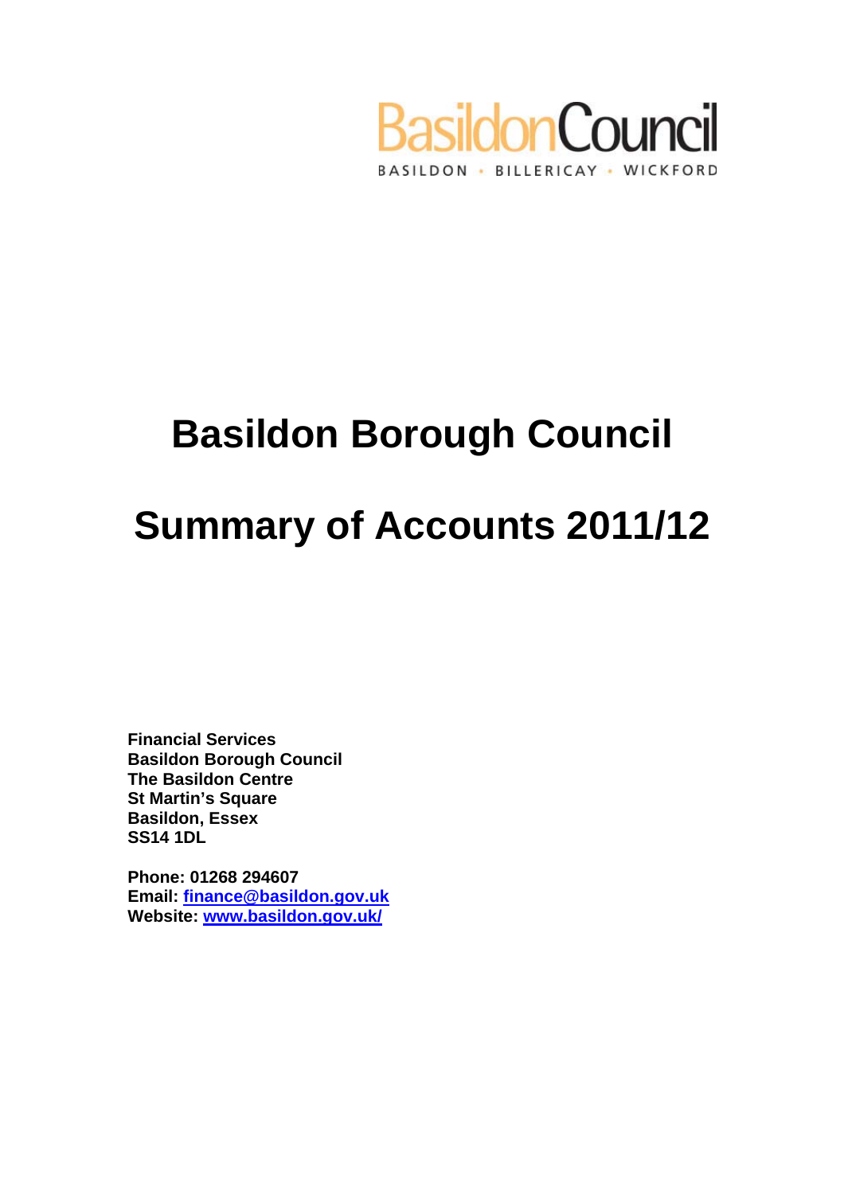BasildonCouncil

BASILDON • BILLERICAY • WICKFORD

# Basildon Borough Council

# Summary of Accounts 2011/12

**Financial Services**
**Basildon Borough Council**
**The Basildon Centre**
**St Martin's Square**
**Basildon, Essex**
**SS14 1DL**

**Phone: 01268 294607**
**Email: finance@basildon.gov.uk**
**Website: www.basildon.gov.uk/**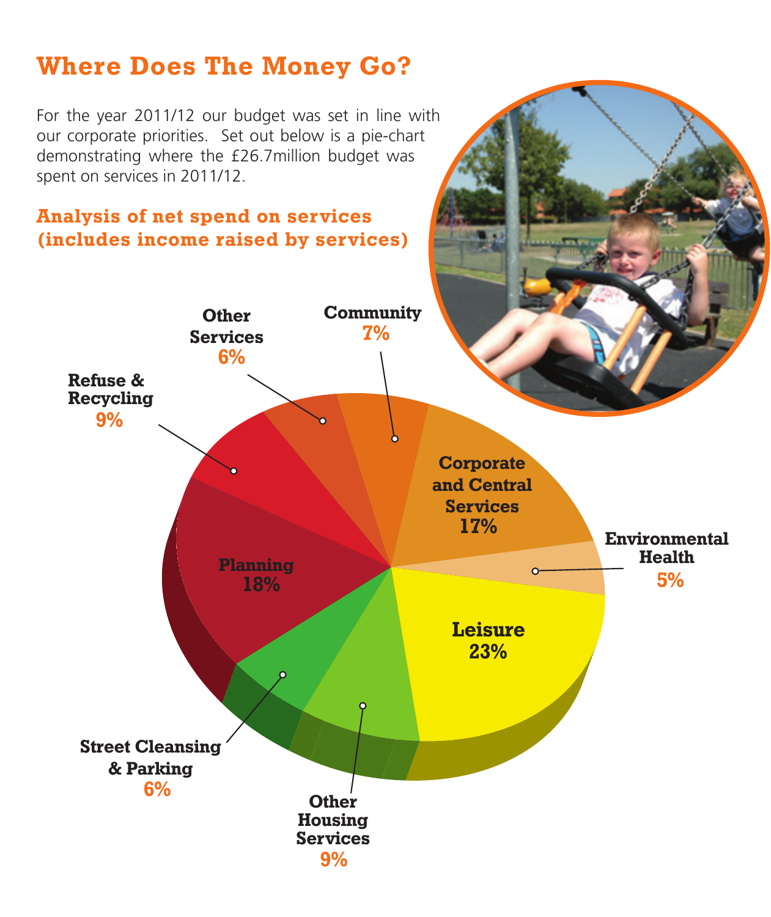# Where Does The Money Go?

For the year 2011/12 our budget was set in line with our corporate priorities. Set out below is a pie-chart demonstrating where the £26.7million budget was spent on services in 2011/12.

## Analysis of net spend on services (includes income raised by services)

| Service | % |
|---|---|
| Leisure | 23% |
| Planning | 18% |
| Corporate and Central Services | 17% |
| Refuse & Recycling | 9% |
| Other Housing Services | 9% |
| Community | 7% |
| Other Services | 6% |
| Street Cleansing & Parking | 6% |
| Environmental Health | 5% |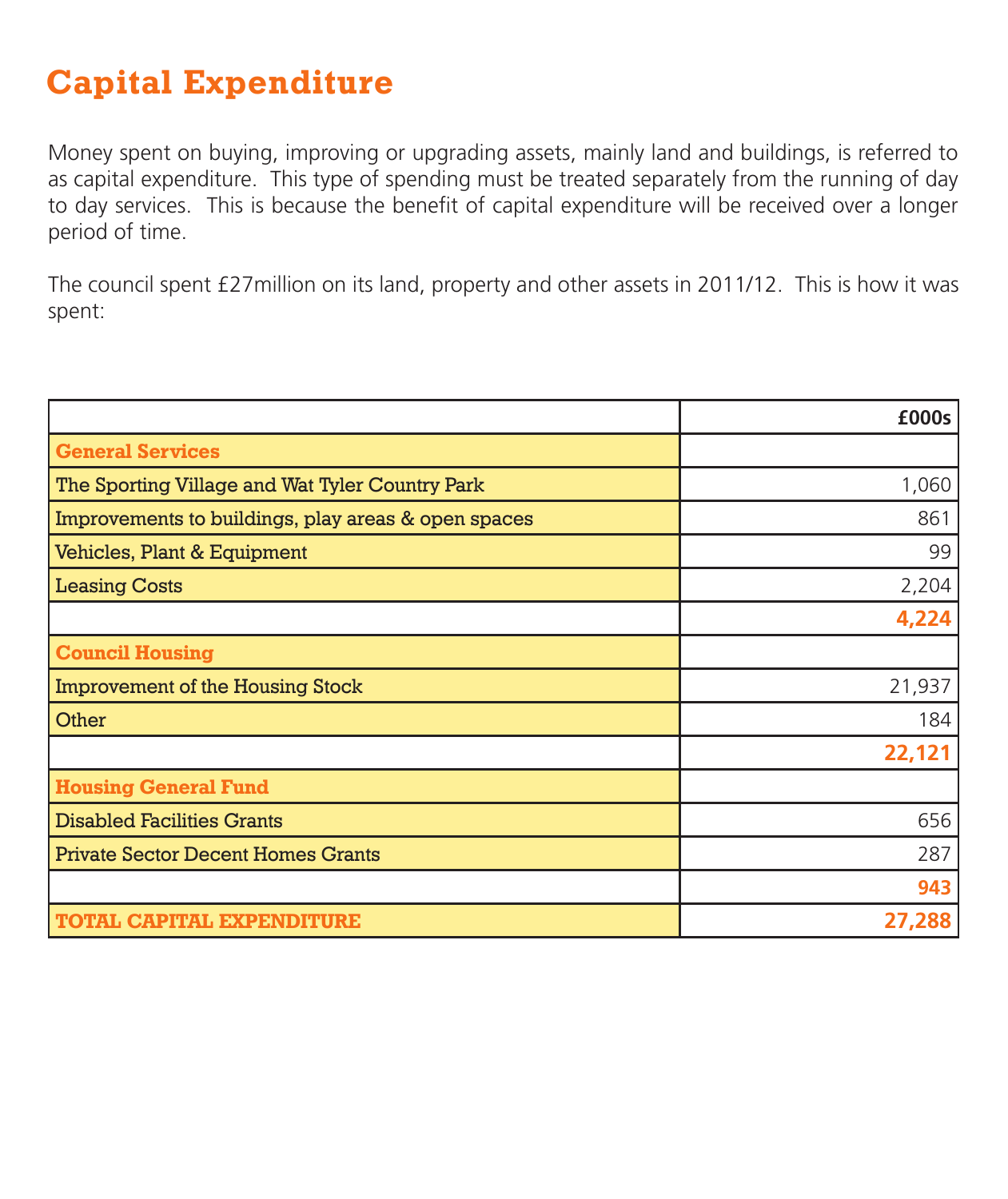# Capital Expenditure

Money spent on buying, improving or upgrading assets, mainly land and buildings, is referred to as capital expenditure. This type of spending must be treated separately from the running of day to day services. This is because the benefit of capital expenditure will be received over a longer period of time.

The council spent £27million on its land, property and other assets in 2011/12. This is how it was spent:

| | **£000s** |
|---|---:|
| **General Services** | |
| The Sporting Village and Wat Tyler Country Park | 1,060 |
| Improvements to buildings, play areas & open spaces | 861 |
| Vehicles, Plant & Equipment | 99 |
| Leasing Costs | 2,204 |
| | **4,224** |
| **Council Housing** | |
| Improvement of the Housing Stock | 21,937 |
| Other | 184 |
| | **22,121** |
| **Housing General Fund** | |
| Disabled Facilities Grants | 656 |
| Private Sector Decent Homes Grants | 287 |
| | **943** |
| **TOTAL CAPITAL EXPENDITURE** | **27,288** |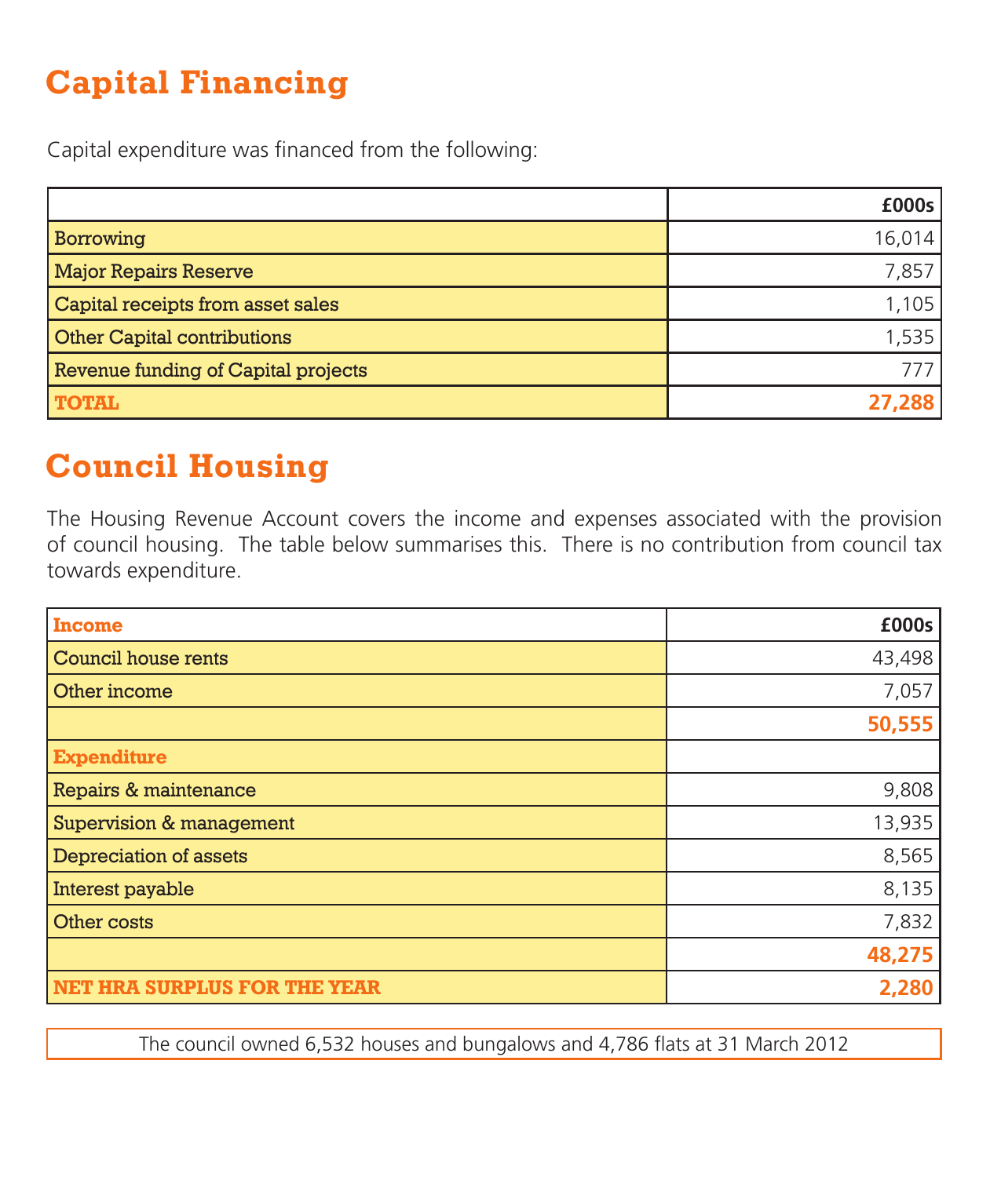## Capital Financing

Capital expenditure was financed from the following:

| | £000s |
|---|---|
| Borrowing | 16,014 |
| Major Repairs Reserve | 7,857 |
| Capital receipts from asset sales | 1,105 |
| Other Capital contributions | 1,535 |
| Revenue funding of Capital projects | 777 |
| **TOTAL** | **27,288** |

## Council Housing

The Housing Revenue Account covers the income and expenses associated with the provision of council housing. The table below summarises this. There is no contribution from council tax towards expenditure.

| **Income** | £000s |
|---|---|
| Council house rents | 43,498 |
| Other income | 7,057 |
| | **50,555** |
| **Expenditure** | |
| Repairs & maintenance | 9,808 |
| Supervision & management | 13,935 |
| Depreciation of assets | 8,565 |
| Interest payable | 8,135 |
| Other costs | 7,832 |
| | **48,275** |
| **NET HRA SURPLUS FOR THE YEAR** | **2,280** |

The council owned 6,532 houses and bungalows and 4,786 flats at 31 March 2012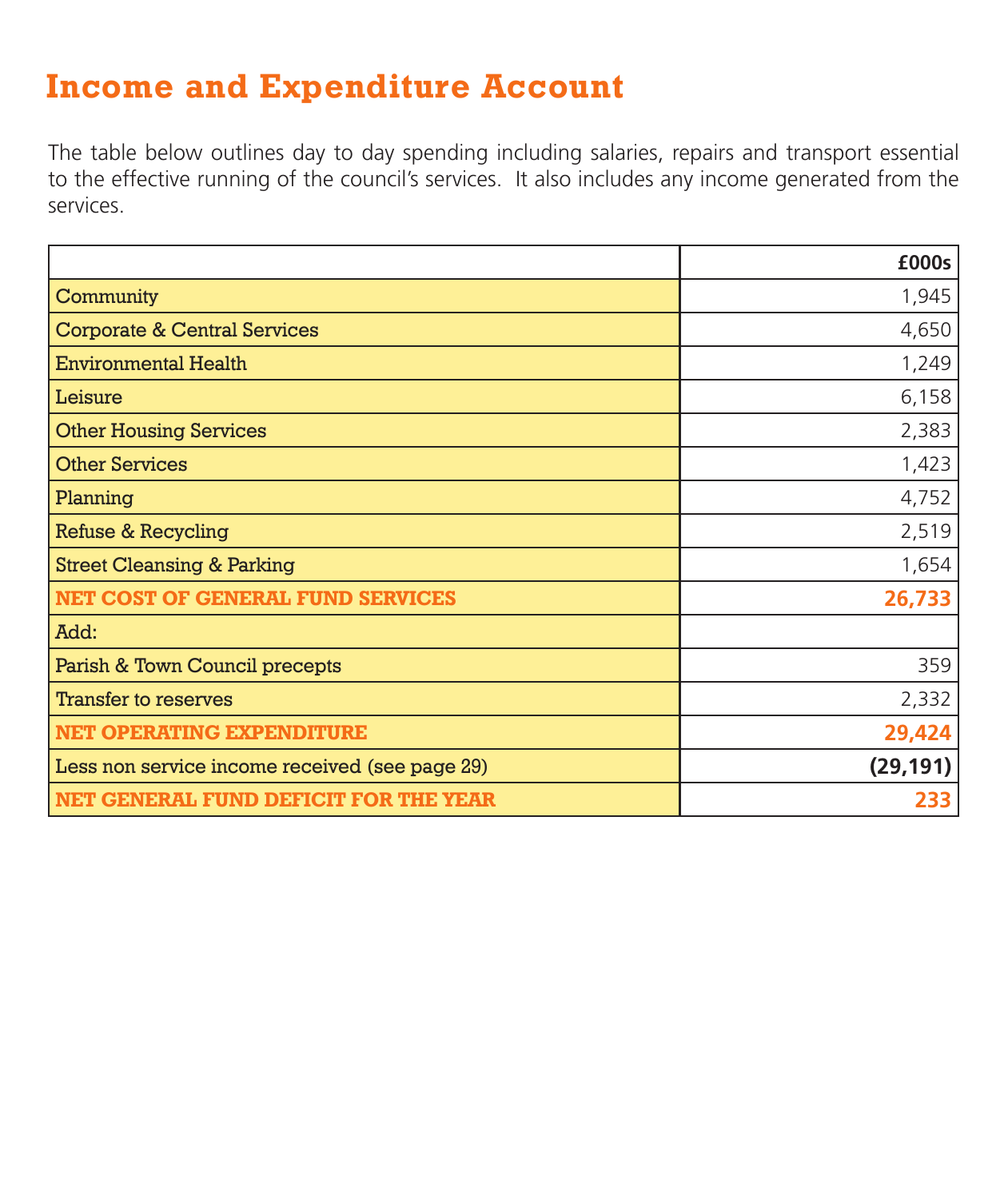# Income and Expenditure Account

The table below outlines day to day spending including salaries, repairs and transport essential to the effective running of the council's services. It also includes any income generated from the services.

| | £000s |
|---|---:|
| Community | 1,945 |
| Corporate & Central Services | 4,650 |
| Environmental Health | 1,249 |
| Leisure | 6,158 |
| Other Housing Services | 2,383 |
| Other Services | 1,423 |
| Planning | 4,752 |
| Refuse & Recycling | 2,519 |
| Street Cleansing & Parking | 1,654 |
| **NET COST OF GENERAL FUND SERVICES** | **26,733** |
| Add: | |
| Parish & Town Council precepts | 359 |
| Transfer to reserves | 2,332 |
| **NET OPERATING EXPENDITURE** | **29,424** |
| Less non service income received (see page 29) | **(29,191)** |
| **NET GENERAL FUND DEFICIT FOR THE YEAR** | **233** |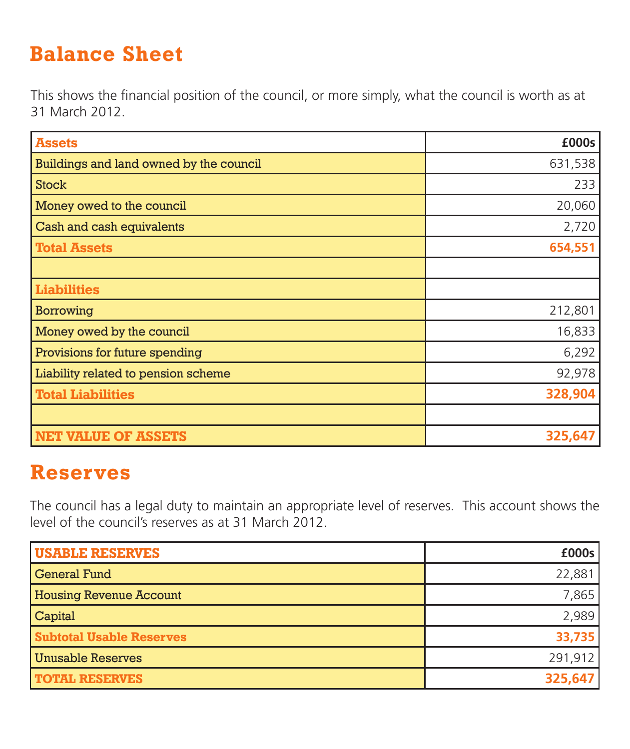# Balance Sheet

This shows the financial position of the council, or more simply, what the council is worth as at 31 March 2012.

| **Assets** | **£000s** |
|---|---|
| Buildings and land owned by the council | 631,538 |
| Stock | 233 |
| Money owed to the council | 20,060 |
| Cash and cash equivalents | 2,720 |
| **Total Assets** | **654,551** |
| | |
| **Liabilities** | |
| Borrowing | 212,801 |
| Money owed by the council | 16,833 |
| Provisions for future spending | 6,292 |
| Liability related to pension scheme | 92,978 |
| **Total Liabilities** | **328,904** |
| | |
| **NET VALUE OF ASSETS** | **325,647** |

# Reserves

The council has a legal duty to maintain an appropriate level of reserves. This account shows the level of the council's reserves as at 31 March 2012.

| **USABLE RESERVES** | **£000s** |
|---|---|
| General Fund | 22,881 |
| Housing Revenue Account | 7,865 |
| Capital | 2,989 |
| **Subtotal Usable Reserves** | **33,735** |
| Unusable Reserves | 291,912 |
| **TOTAL RESERVES** | **325,647** |